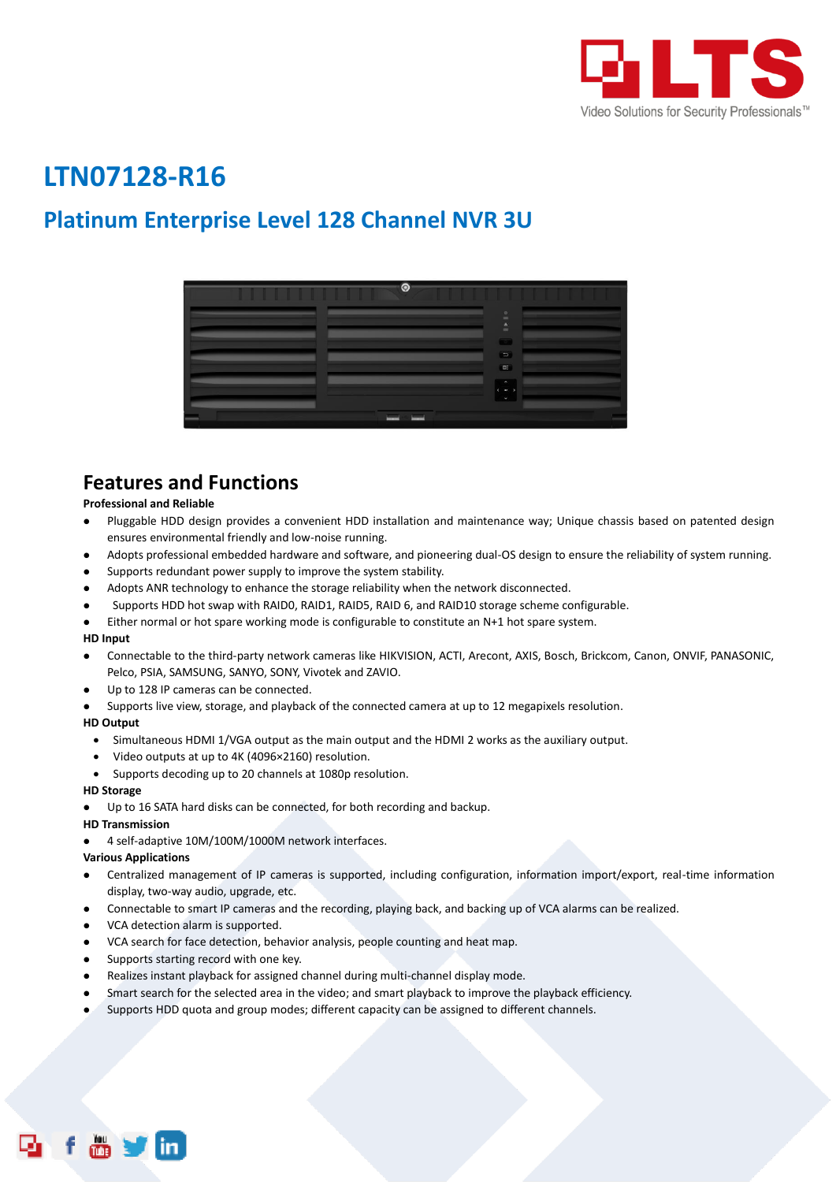# LTN07128-R16

## Platinum Enterprise Level 128 Channel NVR 3U

## Features and Functions

**Professional and Reliable**

- Pluggable HDD design provides a convenient HDD installation and maintenance way; Unique chassis based on patented design ensures environmental friendly and low-noise running.
- Adopts professional embedded hardware and software, and pioneering dual-OS design to ensure the reliability of system running.
- Supports redundant power supply to improve the system stability.
- Adopts ANR technology to enhance the storage reliability when the network disconnected.
- Supports HDD hot swap with RAID0, RAID1, RAID5, RAID 6, and RAID10 storage scheme configurable.
- Either normal or hot spare working mode is configurable to constitute an N+1 hot spare system.

**HD Input**

- Connectable to the third-party network cameras like HIKVISION, ACTI, Arecont, AXIS, Bosch, Brickcom, Canon, ONVIF, PANASONIC, Pelco, PSIA, SAMSUNG, SANYO, SONY, Vivotek and ZAVIO.
- Up to 128 IP cameras can be connected.
- Supports live view, storage, and playback of the connected camera at up to 12 megapixels resolution.

**HD Output**

- Simultaneous HDMI 1/VGA output as the main output and the HDMI 2 works as the auxiliary output.
- Video outputs at up to 4K (4096×2160) resolution.
- Supports decoding up to 20 channels at 1080p resolution.

**HD Storage**

- Up to 16 SATA hard disks can be connected, for both recording and backup.

**HD Transmission**

- 4 self-adaptive 10M/100M/1000M network interfaces.

**Various Applications**

- Centralized management of IP cameras is supported, including configuration, information import/export, real-time information display, two-way audio, upgrade, etc.
- Connectable to smart IP cameras and the recording, playing back, and backing up of VCA alarms can be realized.
- VCA detection alarm is supported.
- VCA search for face detection, behavior analysis, people counting and heat map.
- Supports starting record with one key.
- Realizes instant playback for assigned channel during multi-channel display mode.
- Smart search for the selected area in the video; and smart playback to improve the playback efficiency.
- Supports HDD quota and group modes; different capacity can be assigned to different channels.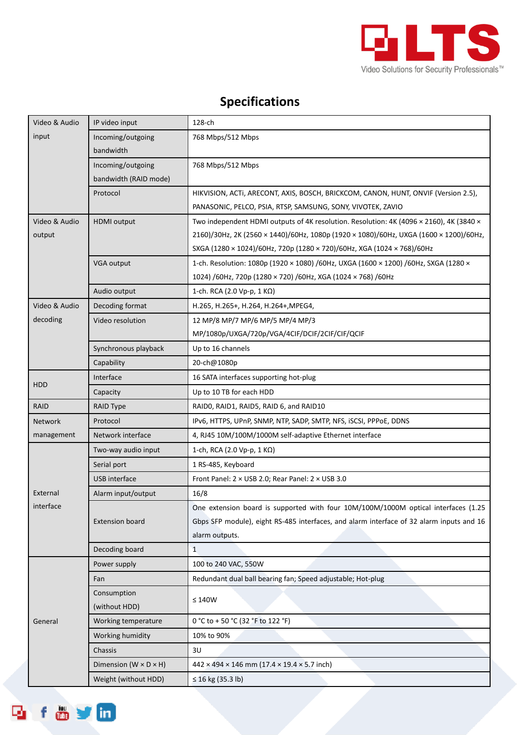# Specifications

| | | |
|---|---|---|
| Video & Audio input | IP video input | 128-ch |
| | Incoming/outgoing bandwidth | 768 Mbps/512 Mbps |
| | Incoming/outgoing bandwidth (RAID mode) | 768 Mbps/512 Mbps |
| | Protocol | HIKVISION, ACTi, ARECONT, AXIS, BOSCH, BRICKCOM, CANON, HUNT, ONVIF (Version 2.5), PANASONIC, PELCO, PSIA, RTSP, SAMSUNG, SONY, VIVOTEK, ZAVIO |
| Video & Audio output | HDMI output | Two independent HDMI outputs of 4K resolution. Resolution: 4K (4096 × 2160), 4K (3840 × 2160)/30Hz, 2K (2560 × 1440)/60Hz, 1080p (1920 × 1080)/60Hz, UXGA (1600 × 1200)/60Hz, SXGA (1280 × 1024)/60Hz, 720p (1280 × 720)/60Hz, XGA (1024 × 768)/60Hz |
| | VGA output | 1-ch. Resolution: 1080p (1920 × 1080) /60Hz, UXGA (1600 × 1200) /60Hz, SXGA (1280 × 1024) /60Hz, 720p (1280 × 720) /60Hz, XGA (1024 × 768) /60Hz |
| | Audio output | 1-ch. RCA (2.0 Vp-p, 1 KΩ) |
| Video & Audio decoding | Decoding format | H.265, H.265+, H.264, H.264+,MPEG4, |
| | Video resolution | 12 MP/8 MP/7 MP/6 MP/5 MP/4 MP/3 MP/1080p/UXGA/720p/VGA/4CIF/DCIF/2CIF/CIF/QCIF |
| | Synchronous playback | Up to 16 channels |
| | Capability | 20-ch@1080p |
| HDD | Interface | 16 SATA interfaces supporting hot-plug |
| | Capacity | Up to 10 TB for each HDD |
| RAID | RAID Type | RAID0, RAID1, RAID5, RAID 6, and RAID10 |
| Network management | Protocol | IPv6, HTTPS, UPnP, SNMP, NTP, SADP, SMTP, NFS, iSCSI, PPPoE, DDNS |
| | Network interface | 4, RJ45 10M/100M/1000M self-adaptive Ethernet interface |
| External interface | Two-way audio input | 1-ch, RCA (2.0 Vp-p, 1 KΩ) |
| | Serial port | 1 RS-485, Keyboard |
| | USB interface | Front Panel: 2 × USB 2.0; Rear Panel: 2 × USB 3.0 |
| | Alarm input/output | 16/8 |
| | Extension board | One extension board is supported with four 10M/100M/1000M optical interfaces (1.25 Gbps SFP module), eight RS-485 interfaces, and alarm interface of 32 alarm inputs and 16 alarm outputs. |
| | Decoding board | 1 |
| General | Power supply | 100 to 240 VAC, 550W |
| | Fan | Redundant dual ball bearing fan; Speed adjustable; Hot-plug |
| | Consumption (without HDD) | ≤ 140W |
| | Working temperature | 0 °C to + 50 °C (32 °F to 122 °F) |
| | Working humidity | 10% to 90% |
| | Chassis | 3U |
| | Dimension (W × D × H) | 442 × 494 × 146 mm (17.4 × 19.4 × 5.7 inch) |
| | Weight (without HDD) | ≤ 16 kg (35.3 lb) |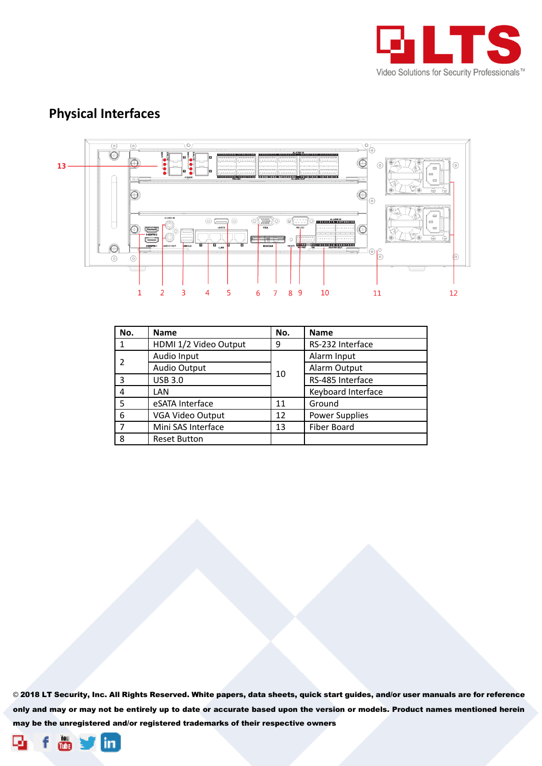## Physical Interfaces

| No. | Name | No. | Name |
|---|---|---|---|
| 1 | HDMI 1/2 Video Output | 9 | RS-232 Interface |
| 2 | Audio Input | 10 | Alarm Input |
| | Audio Output | | Alarm Output |
| 3 | USB 3.0 | | RS-485 Interface |
| 4 | LAN | | Keyboard Interface |
| 5 | eSATA Interface | 11 | Ground |
| 6 | VGA Video Output | 12 | Power Supplies |
| 7 | Mini SAS Interface | 13 | Fiber Board |
| 8 | Reset Button | | |

© 2018 LT Security, Inc. All Rights Reserved. White papers, data sheets, quick start guides, and/or user manuals are for reference only and may or may not be entirely up to date or accurate based upon the version or models. Product names mentioned herein may be the unregistered and/or registered trademarks of their respective owners